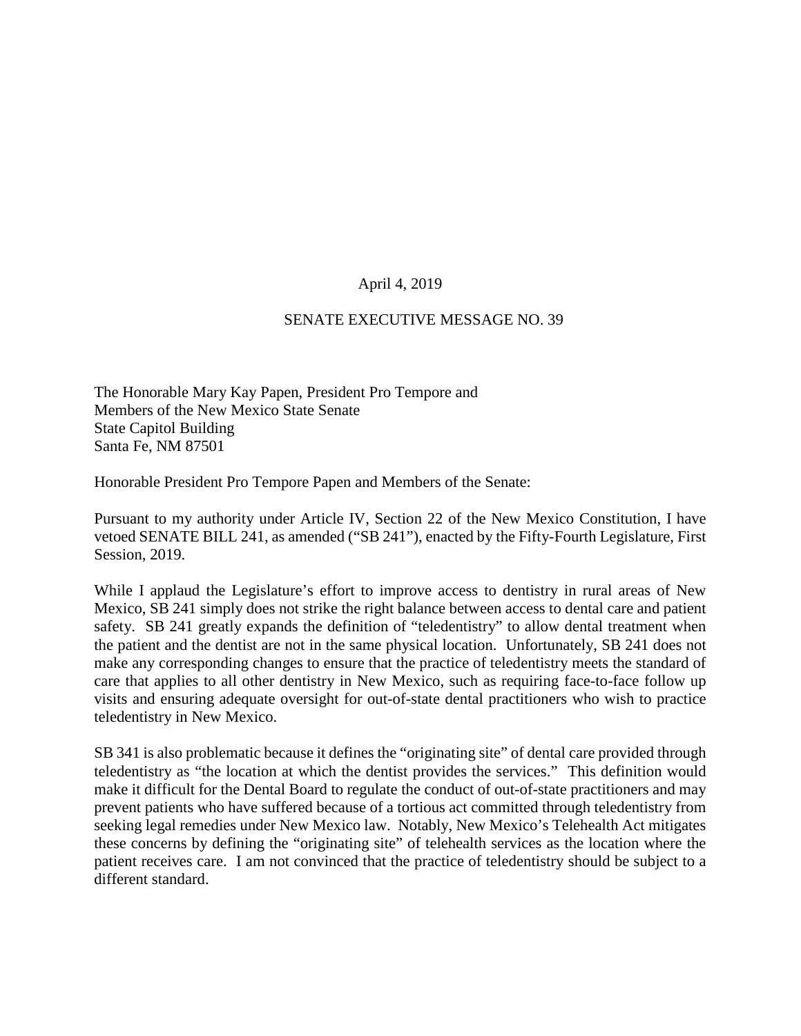April 4, 2019

SENATE EXECUTIVE MESSAGE NO. 39

The Honorable Mary Kay Papen, President Pro Tempore and
Members of the New Mexico State Senate
State Capitol Building
Santa Fe, NM 87501

Honorable President Pro Tempore Papen and Members of the Senate:

Pursuant to my authority under Article IV, Section 22 of the New Mexico Constitution, I have vetoed SENATE BILL 241, as amended ("SB 241"), enacted by the Fifty-Fourth Legislature, First Session, 2019.

While I applaud the Legislature's effort to improve access to dentistry in rural areas of New Mexico, SB 241 simply does not strike the right balance between access to dental care and patient safety. SB 241 greatly expands the definition of "teledentistry" to allow dental treatment when the patient and the dentist are not in the same physical location. Unfortunately, SB 241 does not make any corresponding changes to ensure that the practice of teledentistry meets the standard of care that applies to all other dentistry in New Mexico, such as requiring face-to-face follow up visits and ensuring adequate oversight for out-of-state dental practitioners who wish to practice teledentistry in New Mexico.

SB 341 is also problematic because it defines the "originating site" of dental care provided through teledentistry as "the location at which the dentist provides the services." This definition would make it difficult for the Dental Board to regulate the conduct of out-of-state practitioners and may prevent patients who have suffered because of a tortious act committed through teledentistry from seeking legal remedies under New Mexico law. Notably, New Mexico's Telehealth Act mitigates these concerns by defining the "originating site" of telehealth services as the location where the patient receives care. I am not convinced that the practice of teledentistry should be subject to a different standard.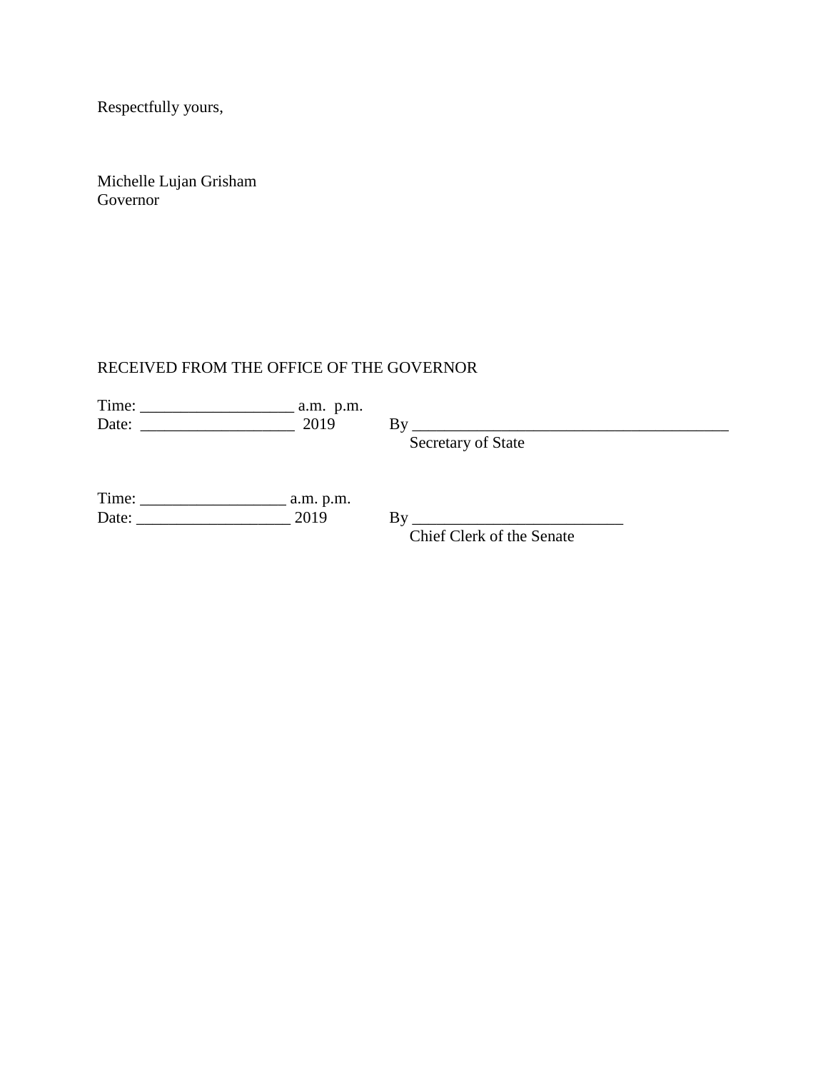Respectfully yours,

Michelle Lujan Grisham
Governor

RECEIVED FROM THE OFFICE OF THE GOVERNOR

Time: ___________________ a.m. p.m.
Date: ___________________ 2019 By ________________________________________
Secretary of State

Time: _________________ a.m. p.m.
Date: ___________________ 2019 By __________________________
Chief Clerk of the Senate